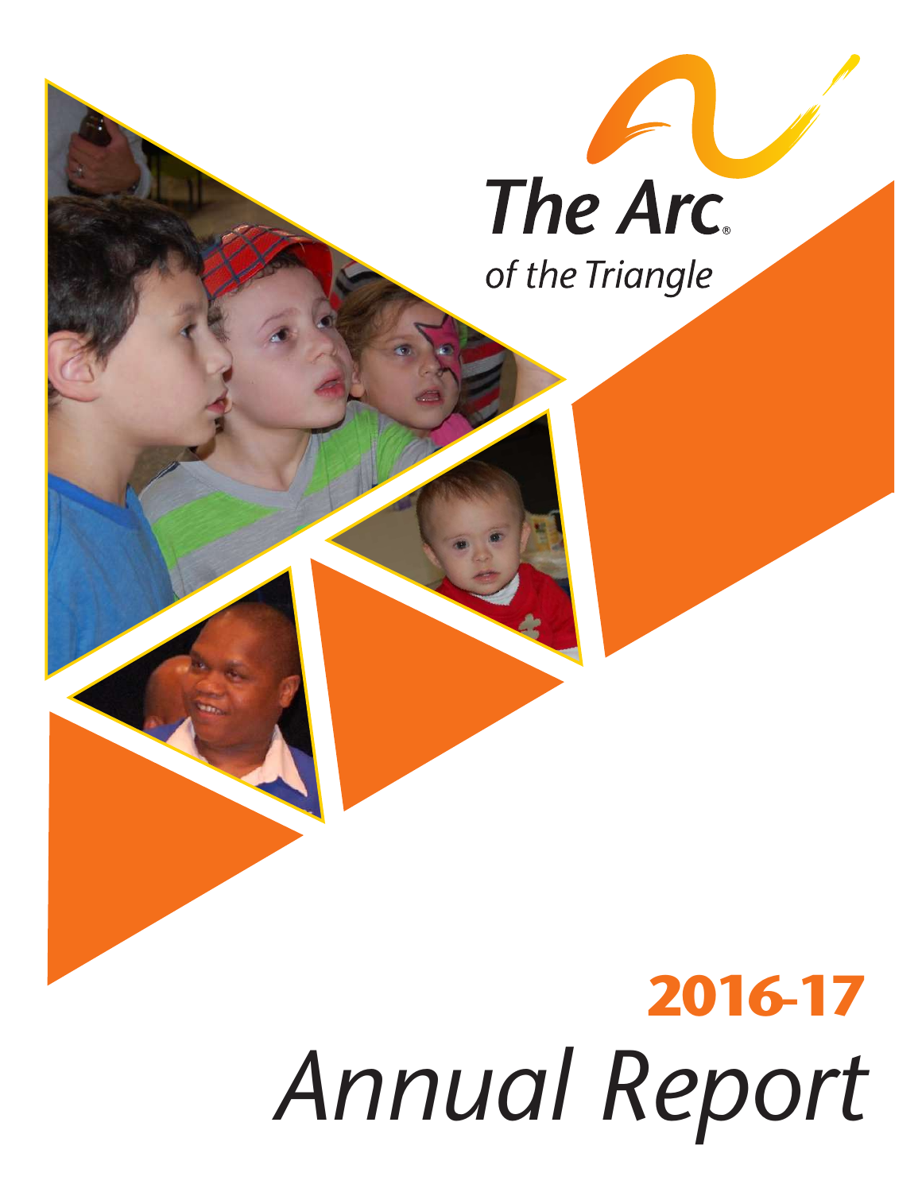The Arc®

*of the Triangle*

# 2016-17

# *Annual Report*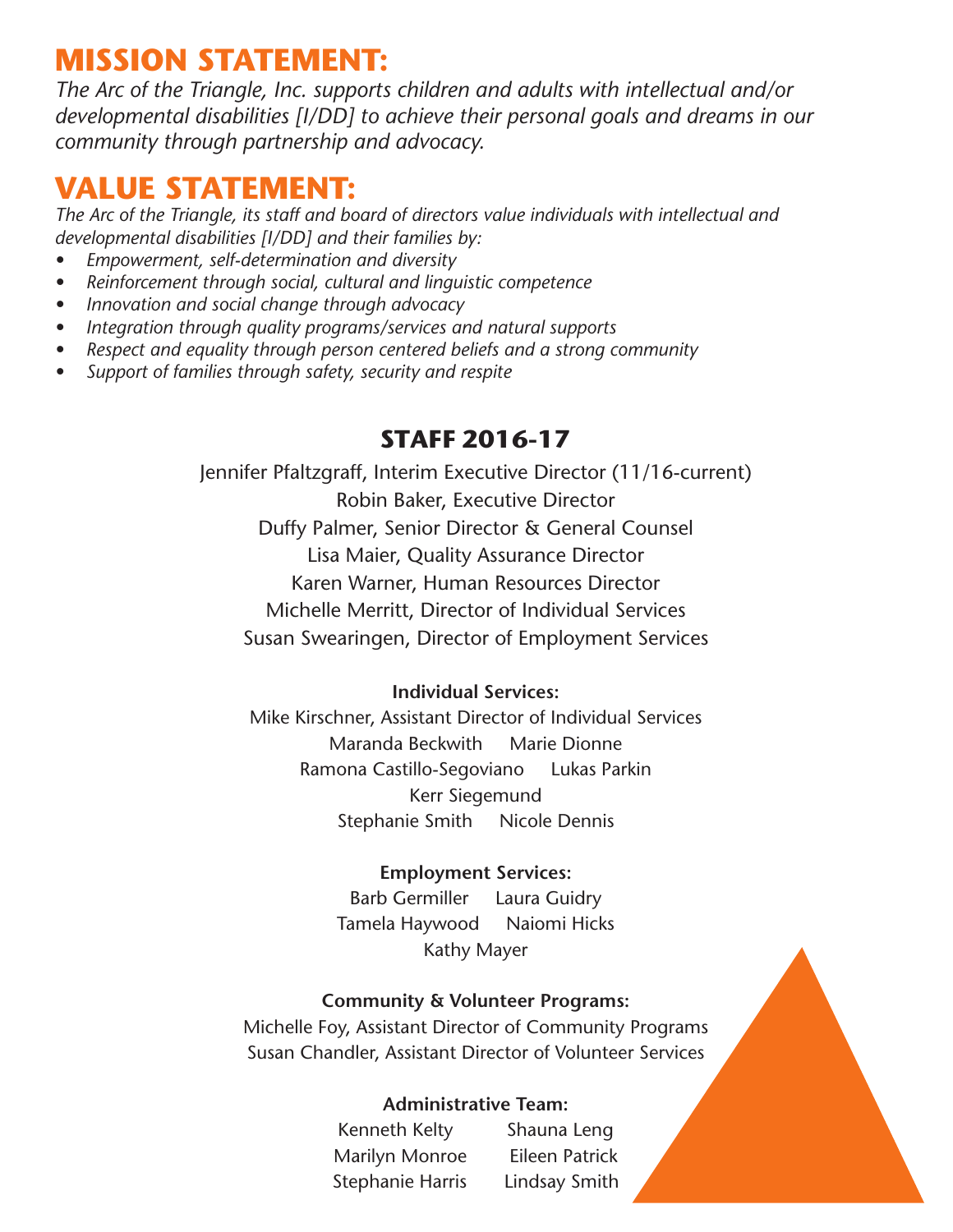# MISSION STATEMENT:

*The Arc of the Triangle, Inc. supports children and adults with intellectual and/or developmental disabilities [I/DD] to achieve their personal goals and dreams in our community through partnership and advocacy.*

# VALUE STATEMENT:

*The Arc of the Triangle, its staff and board of directors value individuals with intellectual and developmental disabilities [I/DD] and their families by:*

- *Empowerment, self-determination and diversity*
- *Reinforcement through social, cultural and linguistic competence*
- *Innovation and social change through advocacy*
- *Integration through quality programs/services and natural supports*
- *Respect and equality through person centered beliefs and a strong community*
- *Support of families through safety, security and respite*

## STAFF 2016-17

Jennifer Pfaltzgraff, Interim Executive Director (11/16-current)
Robin Baker, Executive Director
Duffy Palmer, Senior Director & General Counsel
Lisa Maier, Quality Assurance Director
Karen Warner, Human Resources Director
Michelle Merritt, Director of Individual Services
Susan Swearingen, Director of Employment Services

**Individual Services:**

Mike Kirschner, Assistant Director of Individual Services
Maranda Beckwith    Marie Dionne
Ramona Castillo-Segoviano    Lukas Parkin
Kerr Siegemund
Stephanie Smith    Nicole Dennis

**Employment Services:**

Barb Germiller    Laura Guidry
Tamela Haywood    Naiomi Hicks
Kathy Mayer

**Community & Volunteer Programs:**

Michelle Foy, Assistant Director of Community Programs
Susan Chandler, Assistant Director of Volunteer Services

**Administrative Team:**

Kenneth Kelty    Shauna Leng
Marilyn Monroe    Eileen Patrick
Stephanie Harris    Lindsay Smith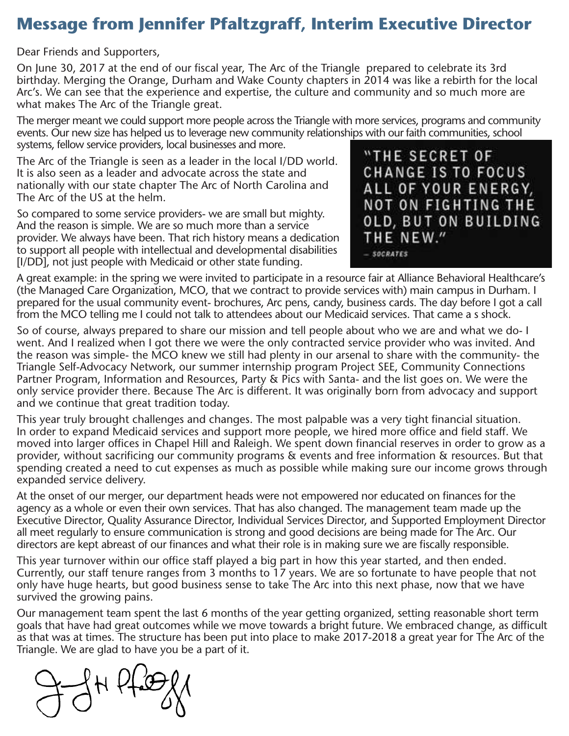# Message from Jennifer Pfaltzgraff, Interim Executive Director

Dear Friends and Supporters,

On June 30, 2017 at the end of our fiscal year, The Arc of the Triangle prepared to celebrate its 3rd birthday. Merging the Orange, Durham and Wake County chapters in 2014 was like a rebirth for the local Arc's. We can see that the experience and expertise, the culture and community and so much more are what makes The Arc of the Triangle great.

The merger meant we could support more people across the Triangle with more services, programs and community events. Our new size has helped us to leverage new community relationships with our faith communities, school systems, fellow service providers, local businesses and more.

The Arc of the Triangle is seen as a leader in the local I/DD world. It is also seen as a leader and advocate across the state and nationally with our state chapter The Arc of North Carolina and The Arc of the US at the helm.

> "THE SECRET OF CHANGE IS TO FOCUS ALL OF YOUR ENERGY, NOT ON FIGHTING THE OLD, BUT ON BUILDING THE NEW."
>
> — SOCRATES

So compared to some service providers- we are small but mighty. And the reason is simple. We are so much more than a service provider. We always have been. That rich history means a dedication to support all people with intellectual and developmental disabilities [I/DD], not just people with Medicaid or other state funding.

A great example: in the spring we were invited to participate in a resource fair at Alliance Behavioral Healthcare's (the Managed Care Organization, MCO, that we contract to provide services with) main campus in Durham. I prepared for the usual community event- brochures, Arc pens, candy, business cards. The day before I got a call from the MCO telling me I could not talk to attendees about our Medicaid services. That came a s shock.

So of course, always prepared to share our mission and tell people about who we are and what we do- I went. And I realized when I got there we were the only contracted service provider who was invited. And the reason was simple- the MCO knew we still had plenty in our arsenal to share with the community- the Triangle Self-Advocacy Network, our summer internship program Project SEE, Community Connections Partner Program, Information and Resources, Party & Pics with Santa- and the list goes on. We were the only service provider there. Because The Arc is different. It was originally born from advocacy and support and we continue that great tradition today.

This year truly brought challenges and changes. The most palpable was a very tight financial situation. In order to expand Medicaid services and support more people, we hired more office and field staff. We moved into larger offices in Chapel Hill and Raleigh. We spent down financial reserves in order to grow as a provider, without sacrificing our community programs & events and free information & resources. But that spending created a need to cut expenses as much as possible while making sure our income grows through expanded service delivery.

At the onset of our merger, our department heads were not empowered nor educated on finances for the agency as a whole or even their own services. That has also changed. The management team made up the Executive Director, Quality Assurance Director, Individual Services Director, and Supported Employment Director all meet regularly to ensure communication is strong and good decisions are being made for The Arc. Our directors are kept abreast of our finances and what their role is in making sure we are fiscally responsible.

This year turnover within our office staff played a big part in how this year started, and then ended. Currently, our staff tenure ranges from 3 months to 17 years. We are so fortunate to have people that not only have huge hearts, but good business sense to take The Arc into this next phase, now that we have survived the growing pains.

Our management team spent the last 6 months of the year getting organized, setting reasonable short term goals that have had great outcomes while we move towards a bright future. We embraced change, as difficult as that was at times. The structure has been put into place to make 2017-2018 a great year for The Arc of the Triangle. We are glad to have you be a part of it.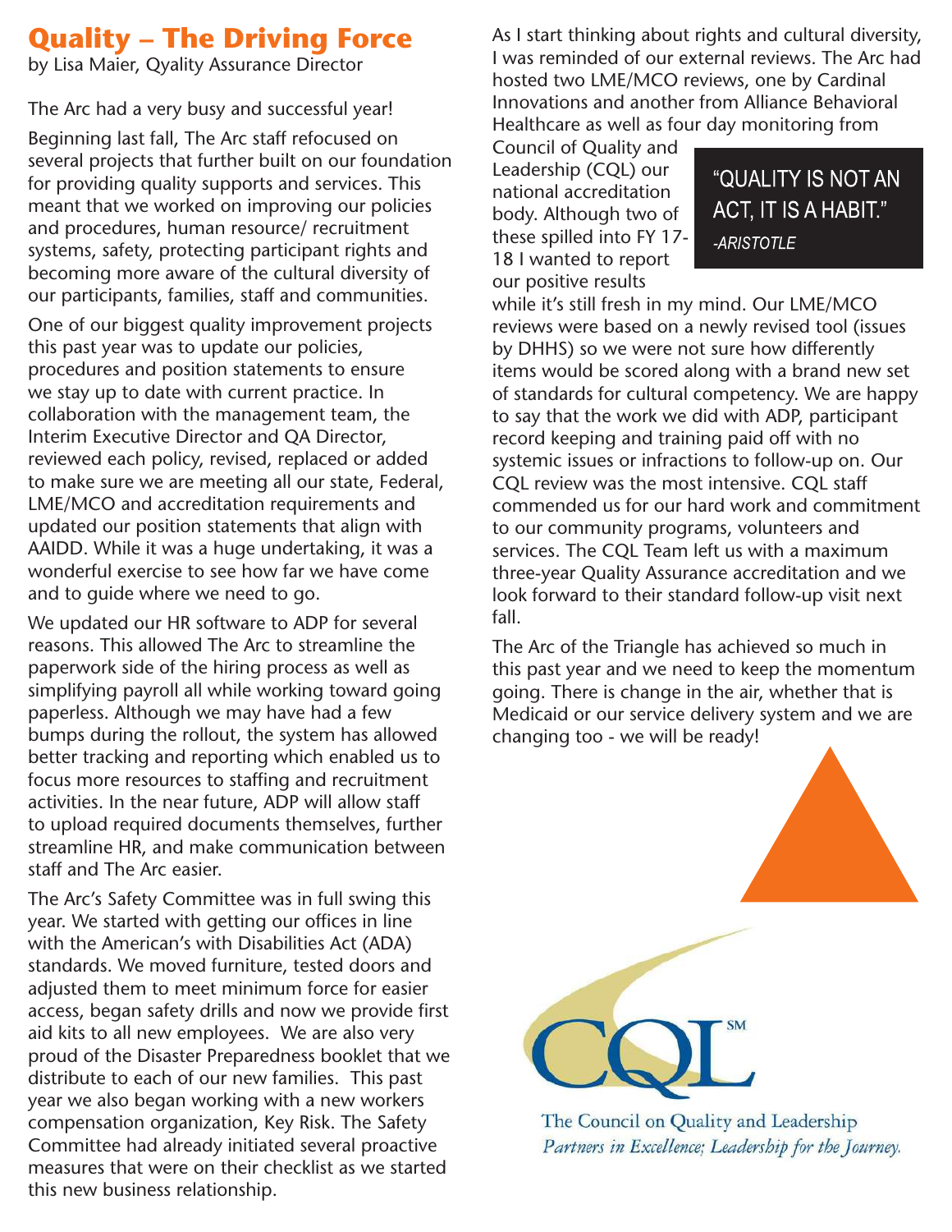# Quality – The Driving Force

by Lisa Maier, Qyality Assurance Director

The Arc had a very busy and successful year!

Beginning last fall, The Arc staff refocused on several projects that further built on our foundation for providing quality supports and services. This meant that we worked on improving our policies and procedures, human resource/ recruitment systems, safety, protecting participant rights and becoming more aware of the cultural diversity of our participants, families, staff and communities.

One of our biggest quality improvement projects this past year was to update our policies, procedures and position statements to ensure we stay up to date with current practice. In collaboration with the management team, the Interim Executive Director and QA Director, reviewed each policy, revised, replaced or added to make sure we are meeting all our state, Federal, LME/MCO and accreditation requirements and updated our position statements that align with AAIDD. While it was a huge undertaking, it was a wonderful exercise to see how far we have come and to guide where we need to go.

We updated our HR software to ADP for several reasons. This allowed The Arc to streamline the paperwork side of the hiring process as well as simplifying payroll all while working toward going paperless. Although we may have had a few bumps during the rollout, the system has allowed better tracking and reporting which enabled us to focus more resources to staffing and recruitment activities. In the near future, ADP will allow staff to upload required documents themselves, further streamline HR, and make communication between staff and The Arc easier.

The Arc's Safety Committee was in full swing this year. We started with getting our offices in line with the American's with Disabilities Act (ADA) standards. We moved furniture, tested doors and adjusted them to meet minimum force for easier access, began safety drills and now we provide first aid kits to all new employees. We are also very proud of the Disaster Preparedness booklet that we distribute to each of our new families. This past year we also began working with a new workers compensation organization, Key Risk. The Safety Committee had already initiated several proactive measures that were on their checklist as we started this new business relationship.

As I start thinking about rights and cultural diversity, I was reminded of our external reviews. The Arc had hosted two LME/MCO reviews, one by Cardinal Innovations and another from Alliance Behavioral Healthcare as well as four day monitoring from Council of Quality and Leadership (CQL) our national accreditation body. Although two of these spilled into FY 17-18 I wanted to report our positive results while it's still fresh in my mind. Our LME/MCO reviews were based on a newly revised tool (issues by DHHS) so we were not sure how differently items would be scored along with a brand new set of standards for cultural competency. We are happy to say that the work we did with ADP, participant record keeping and training paid off with no systemic issues or infractions to follow-up on. Our CQL review was the most intensive. CQL staff commended us for our hard work and commitment to our community programs, volunteers and services. The CQL Team left us with a maximum three-year Quality Assurance accreditation and we look forward to their standard follow-up visit next fall.

> "QUALITY IS NOT AN ACT, IT IS A HABIT."
> *-ARISTOTLE*

The Arc of the Triangle has achieved so much in this past year and we need to keep the momentum going. There is change in the air, whether that is Medicaid or our service delivery system and we are changing too - we will be ready!

CQL SM

The Council on Quality and Leadership

*Partners in Excellence; Leadership for the Journey.*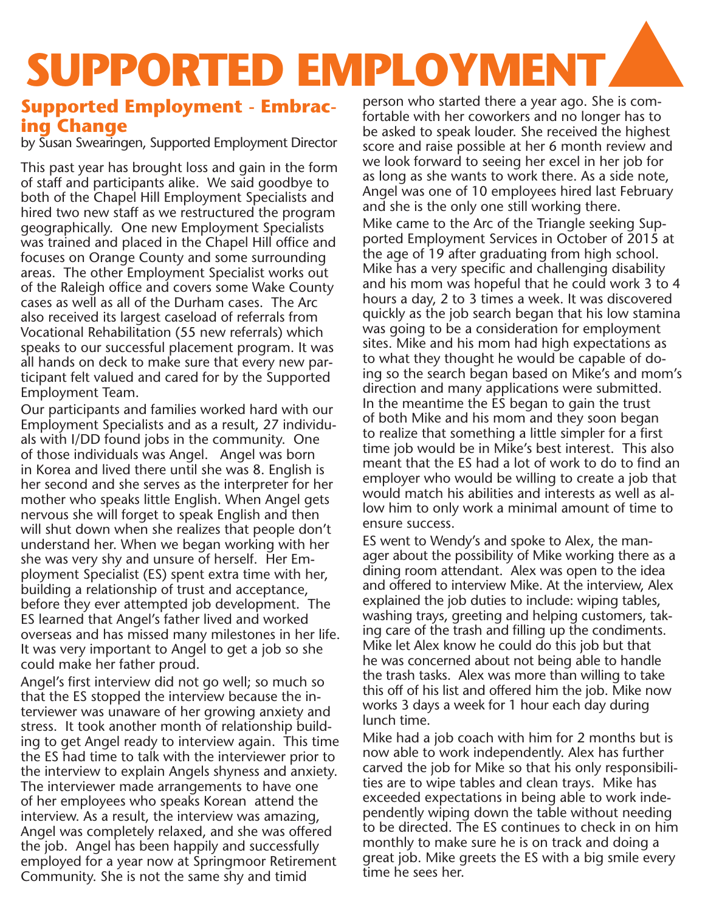# SUPPORTED EMPLOYMENT

## Supported Employment - Embracing Change

by Susan Swearingen, Supported Employment Director

This past year has brought loss and gain in the form of staff and participants alike. We said goodbye to both of the Chapel Hill Employment Specialists and hired two new staff as we restructured the program geographically. One new Employment Specialists was trained and placed in the Chapel Hill office and focuses on Orange County and some surrounding areas. The other Employment Specialist works out of the Raleigh office and covers some Wake County cases as well as all of the Durham cases. The Arc also received its largest caseload of referrals from Vocational Rehabilitation (55 new referrals) which speaks to our successful placement program. It was all hands on deck to make sure that every new participant felt valued and cared for by the Supported Employment Team.

Our participants and families worked hard with our Employment Specialists and as a result, 27 individuals with I/DD found jobs in the community. One of those individuals was Angel. Angel was born in Korea and lived there until she was 8. English is her second and she serves as the interpreter for her mother who speaks little English. When Angel gets nervous she will forget to speak English and then will shut down when she realizes that people don't understand her. When we began working with her she was very shy and unsure of herself. Her Employment Specialist (ES) spent extra time with her, building a relationship of trust and acceptance, before they ever attempted job development. The ES learned that Angel's father lived and worked overseas and has missed many milestones in her life. It was very important to Angel to get a job so she could make her father proud.

Angel's first interview did not go well; so much so that the ES stopped the interview because the interviewer was unaware of her growing anxiety and stress. It took another month of relationship building to get Angel ready to interview again. This time the ES had time to talk with the interviewer prior to the interview to explain Angels shyness and anxiety. The interviewer made arrangements to have one of her employees who speaks Korean attend the interview. As a result, the interview was amazing, Angel was completely relaxed, and she was offered the job. Angel has been happily and successfully employed for a year now at Springmoor Retirement Community. She is not the same shy and timid person who started there a year ago. She is comfortable with her coworkers and no longer has to be asked to speak louder. She received the highest score and raise possible at her 6 month review and we look forward to seeing her excel in her job for as long as she wants to work there. As a side note, Angel was one of 10 employees hired last February and she is the only one still working there.

Mike came to the Arc of the Triangle seeking Supported Employment Services in October of 2015 at the age of 19 after graduating from high school. Mike has a very specific and challenging disability and his mom was hopeful that he could work 3 to 4 hours a day, 2 to 3 times a week. It was discovered quickly as the job search began that his low stamina was going to be a consideration for employment sites. Mike and his mom had high expectations as to what they thought he would be capable of doing so the search began based on Mike's and mom's direction and many applications were submitted. In the meantime the ES began to gain the trust of both Mike and his mom and they soon began to realize that something a little simpler for a first time job would be in Mike's best interest. This also meant that the ES had a lot of work to do to find an employer who would be willing to create a job that would match his abilities and interests as well as allow him to only work a minimal amount of time to ensure success.

ES went to Wendy's and spoke to Alex, the manager about the possibility of Mike working there as a dining room attendant. Alex was open to the idea and offered to interview Mike. At the interview, Alex explained the job duties to include: wiping tables, washing trays, greeting and helping customers, taking care of the trash and filling up the condiments. Mike let Alex know he could do this job but that he was concerned about not being able to handle the trash tasks. Alex was more than willing to take this off of his list and offered him the job. Mike now works 3 days a week for 1 hour each day during lunch time.

Mike had a job coach with him for 2 months but is now able to work independently. Alex has further carved the job for Mike so that his only responsibilities are to wipe tables and clean trays. Mike has exceeded expectations in being able to work independently wiping down the table without needing to be directed. The ES continues to check in on him monthly to make sure he is on track and doing a great job. Mike greets the ES with a big smile every time he sees her.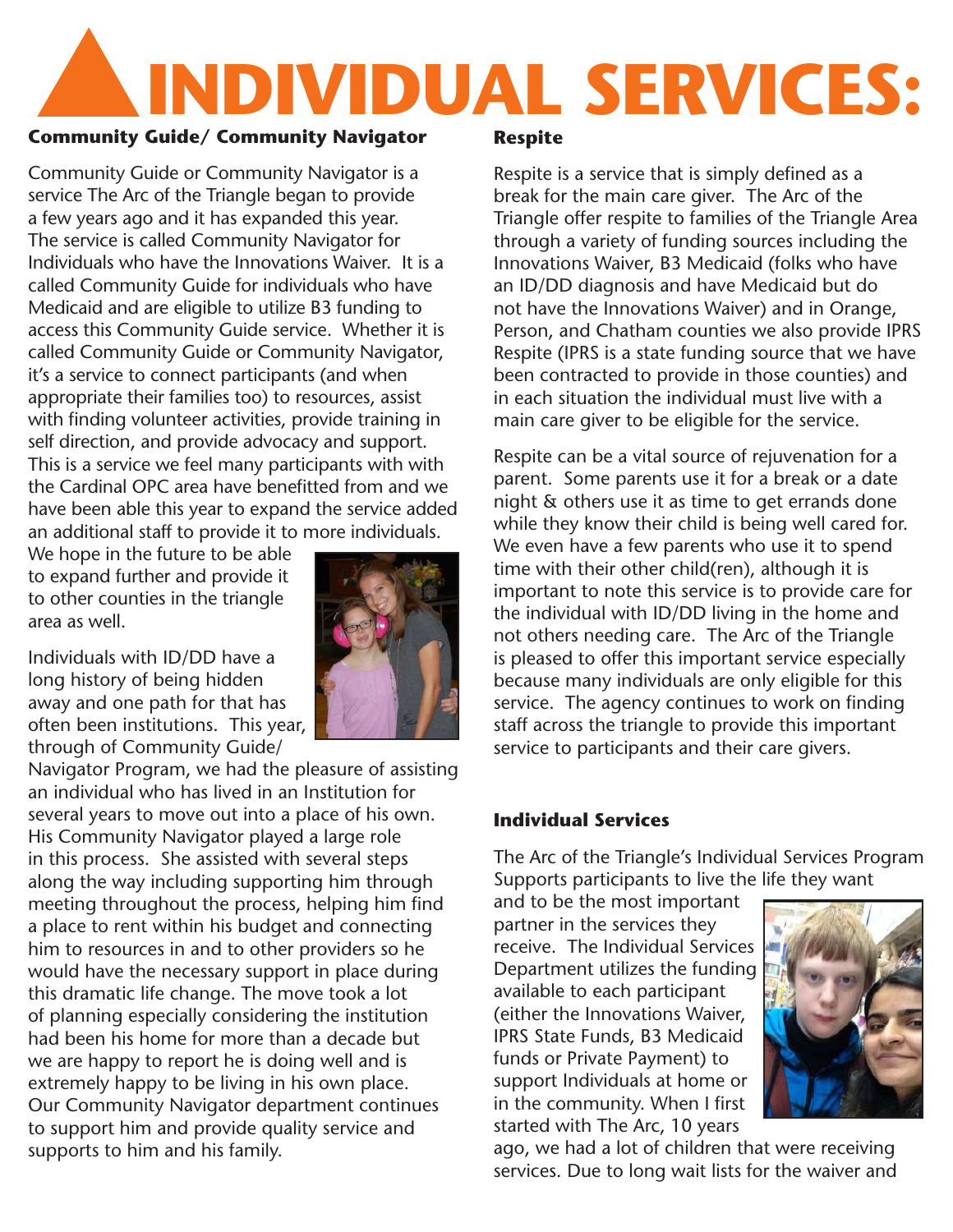# INDIVIDUAL SERVICES:

### Community Guide/ Community Navigator

Community Guide or Community Navigator is a service The Arc of the Triangle began to provide a few years ago and it has expanded this year. The service is called Community Navigator for Individuals who have the Innovations Waiver. It is a called Community Guide for individuals who have Medicaid and are eligible to utilize B3 funding to access this Community Guide service. Whether it is called Community Guide or Community Navigator, it's a service to connect participants (and when appropriate their families too) to resources, assist with finding volunteer activities, provide training in self direction, and provide advocacy and support. This is a service we feel many participants with with the Cardinal OPC area have benefitted from and we have been able this year to expand the service added an additional staff to provide it to more individuals. We hope in the future to be able to expand further and provide it to other counties in the triangle area as well.

Individuals with ID/DD have a long history of being hidden away and one path for that has often been institutions. This year, through of Community Guide/ Navigator Program, we had the pleasure of assisting an individual who has lived in an Institution for several years to move out into a place of his own. His Community Navigator played a large role in this process. She assisted with several steps along the way including supporting him through meeting throughout the process, helping him find a place to rent within his budget and connecting him to resources in and to other providers so he would have the necessary support in place during this dramatic life change. The move took a lot of planning especially considering the institution had been his home for more than a decade but we are happy to report he is doing well and is extremely happy to be living in his own place. Our Community Navigator department continues to support him and provide quality service and supports to him and his family.

### Respite

Respite is a service that is simply defined as a break for the main care giver. The Arc of the Triangle offer respite to families of the Triangle Area through a variety of funding sources including the Innovations Waiver, B3 Medicaid (folks who have an ID/DD diagnosis and have Medicaid but do not have the Innovations Waiver) and in Orange, Person, and Chatham counties we also provide IPRS Respite (IPRS is a state funding source that we have been contracted to provide in those counties) and in each situation the individual must live with a main care giver to be eligible for the service.

Respite can be a vital source of rejuvenation for a parent. Some parents use it for a break or a date night & others use it as time to get errands done while they know their child is being well cared for. We even have a few parents who use it to spend time with their other child(ren), although it is important to note this service is to provide care for the individual with ID/DD living in the home and not others needing care. The Arc of the Triangle is pleased to offer this important service especially because many individuals are only eligible for this service. The agency continues to work on finding staff across the triangle to provide this important service to participants and their care givers.

### Individual Services

The Arc of the Triangle's Individual Services Program Supports participants to live the life they want and to be the most important partner in the services they receive. The Individual Services Department utilizes the funding available to each participant (either the Innovations Waiver, IPRS State Funds, B3 Medicaid funds or Private Payment) to support Individuals at home or in the community. When I first started with The Arc, 10 years ago, we had a lot of children that were receiving services. Due to long wait lists for the waiver and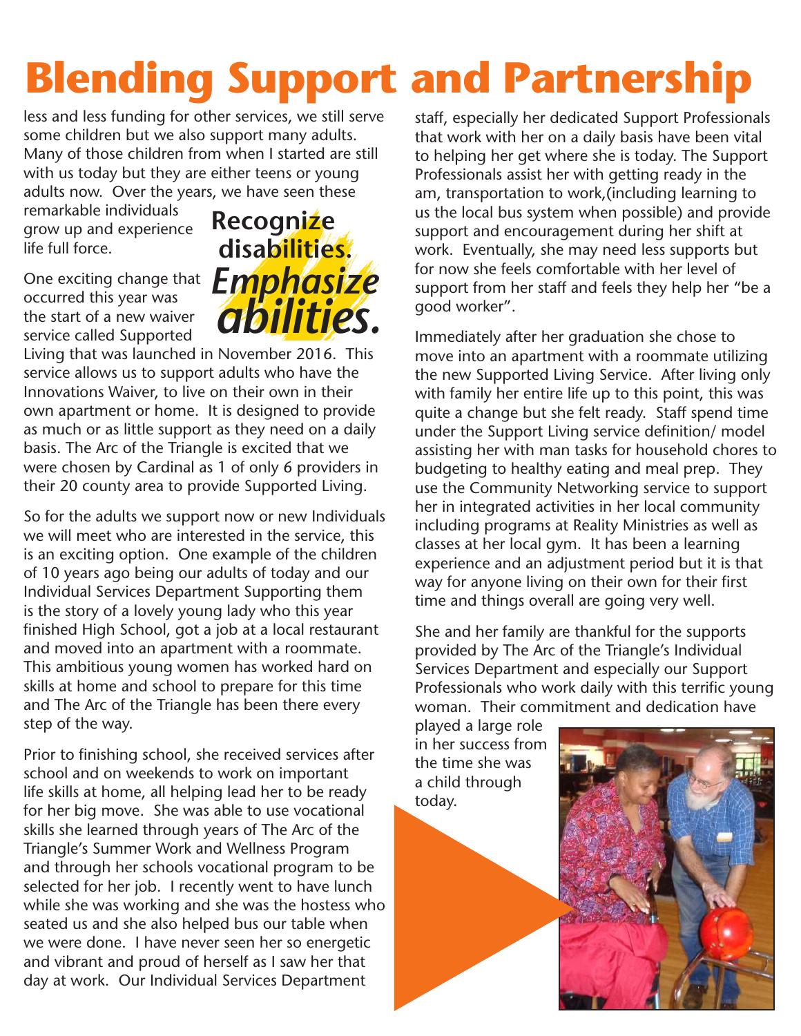# Blending Support and Partnership

less and less funding for other services, we still serve some children but we also support many adults. Many of those children from when I started are still with us today but they are either teens or young adults now. Over the years, we have seen these remarkable individuals grow up and experience life full force.

**Recognize disabilities.**
***Emphasize abilities.***

One exciting change that occurred this year was the start of a new waiver service called Supported Living that was launched in November 2016. This service allows us to support adults who have the Innovations Waiver, to live on their own in their own apartment or home. It is designed to provide as much or as little support as they need on a daily basis. The Arc of the Triangle is excited that we were chosen by Cardinal as 1 of only 6 providers in their 20 county area to provide Supported Living.

So for the adults we support now or new Individuals we will meet who are interested in the service, this is an exciting option. One example of the children of 10 years ago being our adults of today and our Individual Services Department Supporting them is the story of a lovely young lady who this year finished High School, got a job at a local restaurant and moved into an apartment with a roommate. This ambitious young women has worked hard on skills at home and school to prepare for this time and The Arc of the Triangle has been there every step of the way.

Prior to finishing school, she received services after school and on weekends to work on important life skills at home, all helping lead her to be ready for her big move. She was able to use vocational skills she learned through years of The Arc of the Triangle's Summer Work and Wellness Program and through her schools vocational program to be selected for her job. I recently went to have lunch while she was working and she was the hostess who seated us and she also helped bus our table when we were done. I have never seen her so energetic and vibrant and proud of herself as I saw her that day at work. Our Individual Services Department staff, especially her dedicated Support Professionals that work with her on a daily basis have been vital to helping her get where she is today. The Support Professionals assist her with getting ready in the am, transportation to work,(including learning to us the local bus system when possible) and provide support and encouragement during her shift at work. Eventually, she may need less supports but for now she feels comfortable with her level of support from her staff and feels they help her "be a good worker".

Immediately after her graduation she chose to move into an apartment with a roommate utilizing the new Supported Living Service. After living only with family her entire life up to this point, this was quite a change but she felt ready. Staff spend time under the Support Living service definition/ model assisting her with man tasks for household chores to budgeting to healthy eating and meal prep. They use the Community Networking service to support her in integrated activities in her local community including programs at Reality Ministries as well as classes at her local gym. It has been a learning experience and an adjustment period but it is that way for anyone living on their own for their first time and things overall are going very well.

She and her family are thankful for the supports provided by The Arc of the Triangle's Individual Services Department and especially our Support Professionals who work daily with this terrific young woman. Their commitment and dedication have played a large role in her success from the time she was a child through today.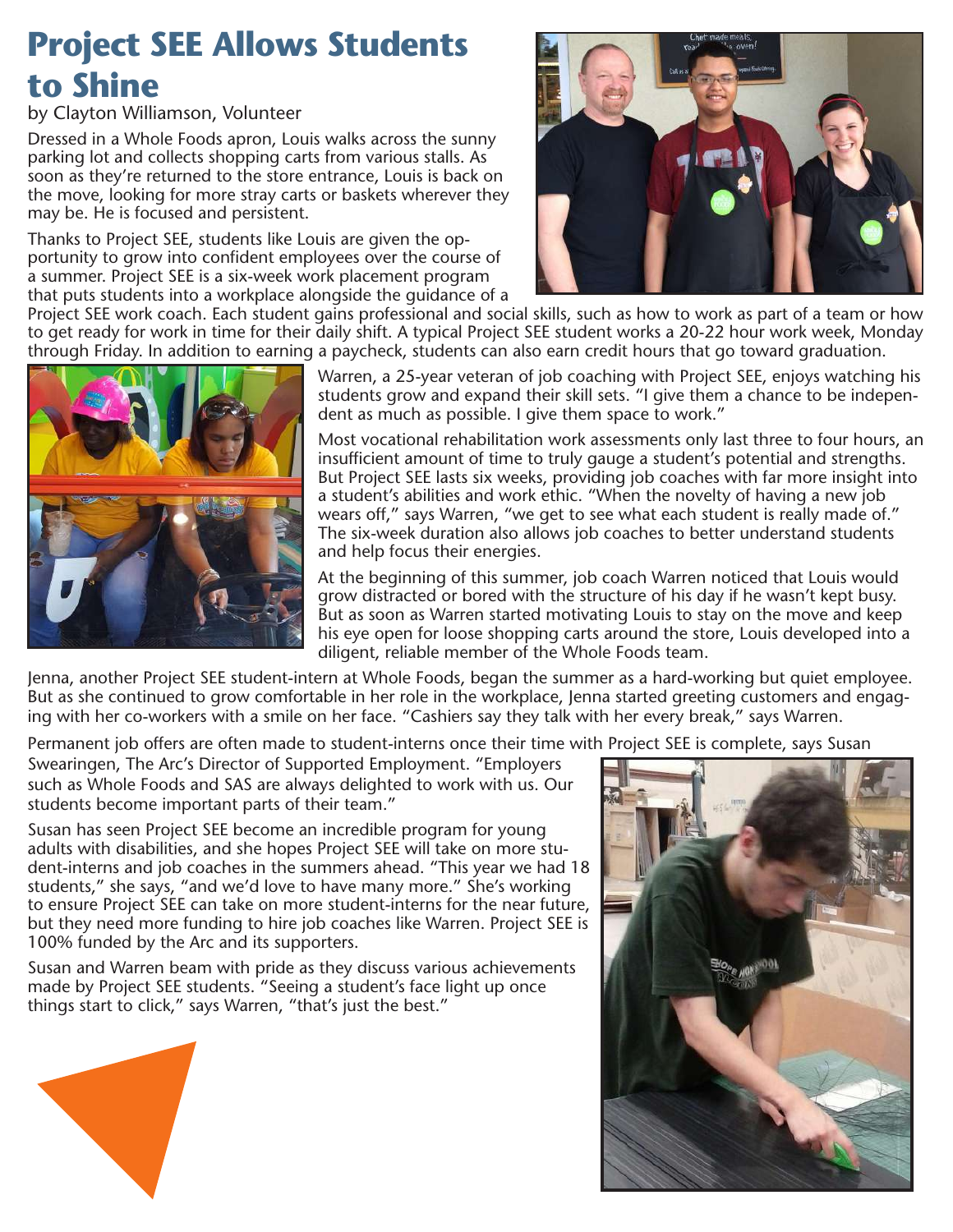# Project SEE Allows Students to Shine

by Clayton Williamson, Volunteer

Dressed in a Whole Foods apron, Louis walks across the sunny parking lot and collects shopping carts from various stalls. As soon as they're returned to the store entrance, Louis is back on the move, looking for more stray carts or baskets wherever they may be. He is focused and persistent.

Thanks to Project SEE, students like Louis are given the opportunity to grow into confident employees over the course of a summer. Project SEE is a six-week work placement program that puts students into a workplace alongside the guidance of a Project SEE work coach. Each student gains professional and social skills, such as how to work as part of a team or how to get ready for work in time for their daily shift. A typical Project SEE student works a 20-22 hour work week, Monday through Friday. In addition to earning a paycheck, students can also earn credit hours that go toward graduation.

Warren, a 25-year veteran of job coaching with Project SEE, enjoys watching his students grow and expand their skill sets. "I give them a chance to be independent as much as possible. I give them space to work."

Most vocational rehabilitation work assessments only last three to four hours, an insufficient amount of time to truly gauge a student's potential and strengths. But Project SEE lasts six weeks, providing job coaches with far more insight into a student's abilities and work ethic. "When the novelty of having a new job wears off," says Warren, "we get to see what each student is really made of." The six-week duration also allows job coaches to better understand students and help focus their energies.

At the beginning of this summer, job coach Warren noticed that Louis would grow distracted or bored with the structure of his day if he wasn't kept busy. But as soon as Warren started motivating Louis to stay on the move and keep his eye open for loose shopping carts around the store, Louis developed into a diligent, reliable member of the Whole Foods team.

Jenna, another Project SEE student-intern at Whole Foods, began the summer as a hard-working but quiet employee. But as she continued to grow comfortable in her role in the workplace, Jenna started greeting customers and engaging with her co-workers with a smile on her face. "Cashiers say they talk with her every break," says Warren.

Permanent job offers are often made to student-interns once their time with Project SEE is complete, says Susan Swearingen, The Arc's Director of Supported Employment. "Employers such as Whole Foods and SAS are always delighted to work with us. Our students become important parts of their team."

Susan has seen Project SEE become an incredible program for young adults with disabilities, and she hopes Project SEE will take on more student-interns and job coaches in the summers ahead. "This year we had 18 students," she says, "and we'd love to have many more." She's working to ensure Project SEE can take on more student-interns for the near future, but they need more funding to hire job coaches like Warren. Project SEE is 100% funded by the Arc and its supporters.

Susan and Warren beam with pride as they discuss various achievements made by Project SEE students. "Seeing a student's face light up once things start to click," says Warren, "that's just the best."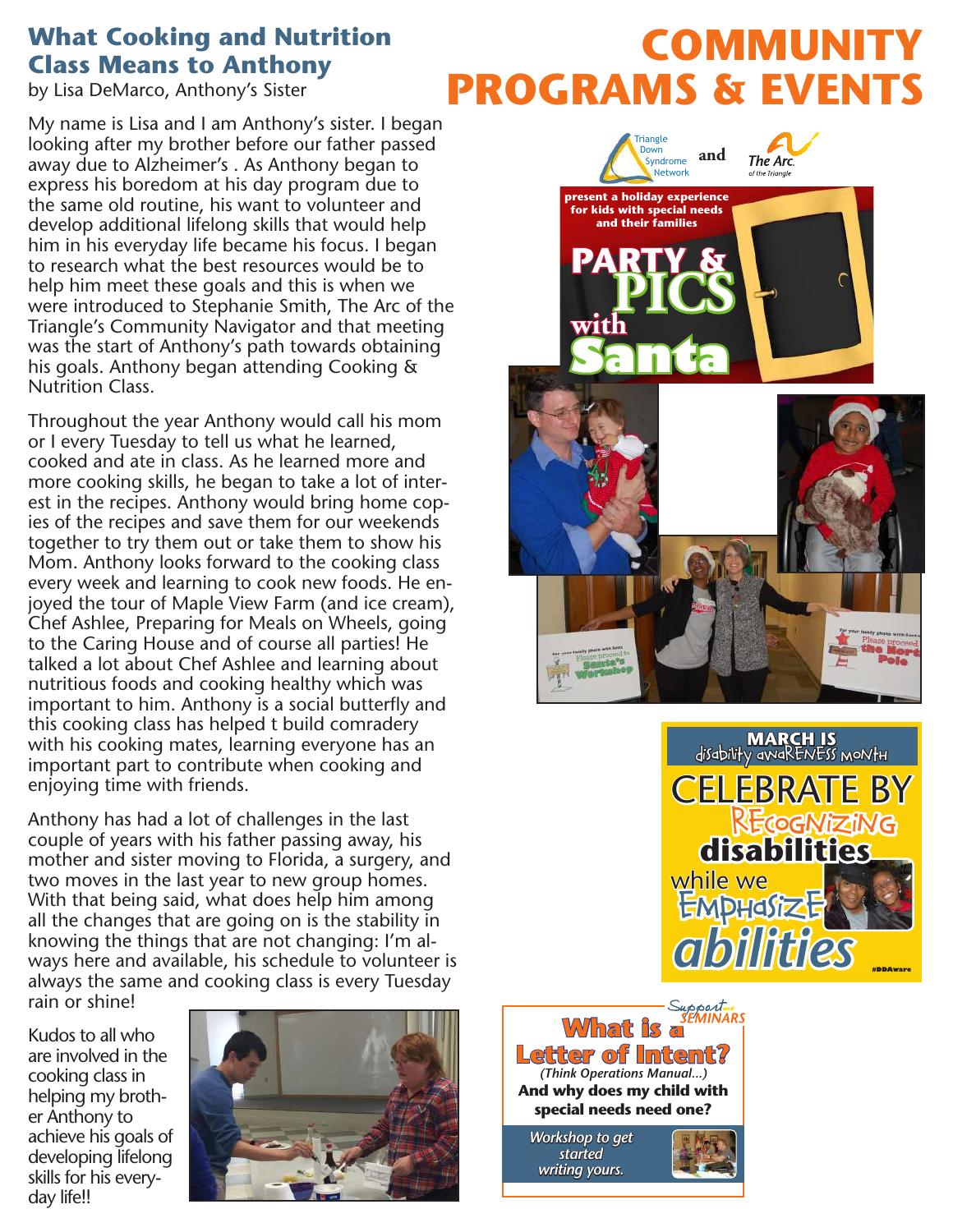# COMMUNITY PROGRAMS & EVENTS

## What Cooking and Nutrition Class Means to Anthony

by Lisa DeMarco, Anthony's Sister

My name is Lisa and I am Anthony's sister. I began looking after my brother before our father passed away due to Alzheimer's . As Anthony began to express his boredom at his day program due to the same old routine, his want to volunteer and develop additional lifelong skills that would help him in his everyday life became his focus. I began to research what the best resources would be to help him meet these goals and this is when we were introduced to Stephanie Smith, The Arc of the Triangle's Community Navigator and that meeting was the start of Anthony's path towards obtaining his goals. Anthony began attending Cooking & Nutrition Class.

Throughout the year Anthony would call his mom or I every Tuesday to tell us what he learned, cooked and ate in class. As he learned more and more cooking skills, he began to take a lot of interest in the recipes. Anthony would bring home copies of the recipes and save them for our weekends together to try them out or take them to show his Mom. Anthony looks forward to the cooking class every week and learning to cook new foods. He enjoyed the tour of Maple View Farm (and ice cream), Chef Ashlee, Preparing for Meals on Wheels, going to the Caring House and of course all parties! He talked a lot about Chef Ashlee and learning about nutritious foods and cooking healthy which was important to him. Anthony is a social butterfly and this cooking class has helped t build comradery with his cooking mates, learning everyone has an important part to contribute when cooking and enjoying time with friends.

Anthony has had a lot of challenges in the last couple of years with his father passing away, his mother and sister moving to Florida, a surgery, and two moves in the last year to new group homes. With that being said, what does help him among all the changes that are going on is the stability in knowing the things that are not changing: I'm always here and available, his schedule to volunteer is always the same and cooking class is every Tuesday rain or shine!

Kudos to all who are involved in the cooking class in helping my brother Anthony to achieve his goals of developing lifelong skills for his everyday life!!

---

Triangle Down Syndrome Network and The Arc of the Triangle

**present a holiday experience for kids with special needs and their families**

**PARTY & PICS with Santa**

---

**MARCH IS disability awareness month**

CELEBRATE BY RECOGNIZING **disabilities** while we EMPHASIZE *abilities*

#DDAware

---

Support and SEMINARS

**What is a Letter of Intent?**

*(Think Operations Manual...)*

**And why does my child with special needs need one?**

*Workshop to get started writing yours.*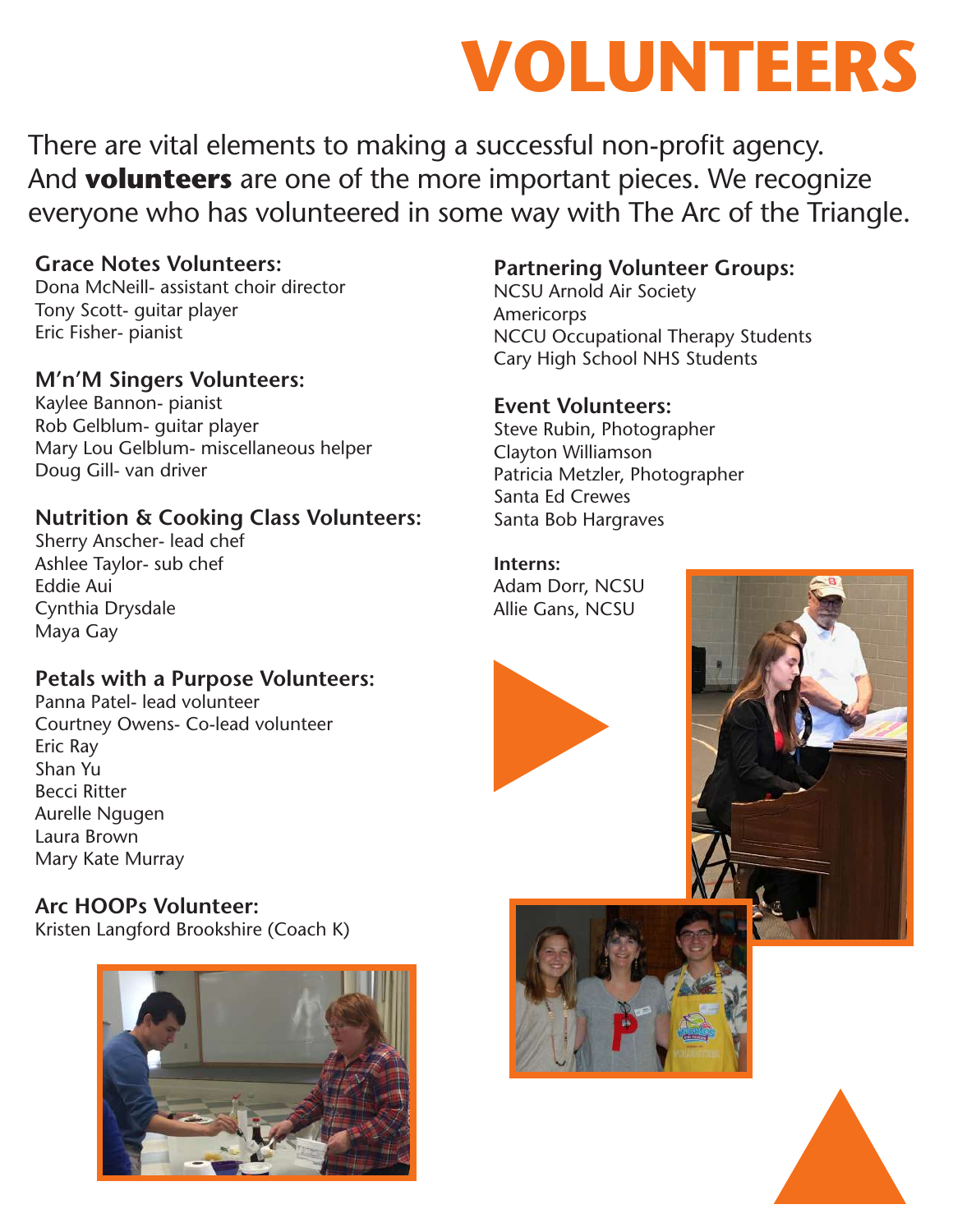# VOLUNTEERS

There are vital elements to making a successful non-profit agency. And **volunteers** are one of the more important pieces. We recognize everyone who has volunteered in some way with The Arc of the Triangle.

**Grace Notes Volunteers:**
Dona McNeill- assistant choir director
Tony Scott- guitar player
Eric Fisher- pianist

**M'n'M Singers Volunteers:**
Kaylee Bannon- pianist
Rob Gelblum- guitar player
Mary Lou Gelblum- miscellaneous helper
Doug Gill- van driver

**Nutrition & Cooking Class Volunteers:**
Sherry Anscher- lead chef
Ashlee Taylor- sub chef
Eddie Aui
Cynthia Drysdale
Maya Gay

**Petals with a Purpose Volunteers:**
Panna Patel- lead volunteer
Courtney Owens- Co-lead volunteer
Eric Ray
Shan Yu
Becci Ritter
Aurelle Ngugen
Laura Brown
Mary Kate Murray

**Arc HOOPs Volunteer:**
Kristen Langford Brookshire (Coach K)

**Partnering Volunteer Groups:**
NCSU Arnold Air Society
Americorps
NCCU Occupational Therapy Students
Cary High School NHS Students

**Event Volunteers:**
Steve Rubin, Photographer
Clayton Williamson
Patricia Metzler, Photographer
Santa Ed Crewes
Santa Bob Hargraves

**Interns:**
Adam Dorr, NCSU
Allie Gans, NCSU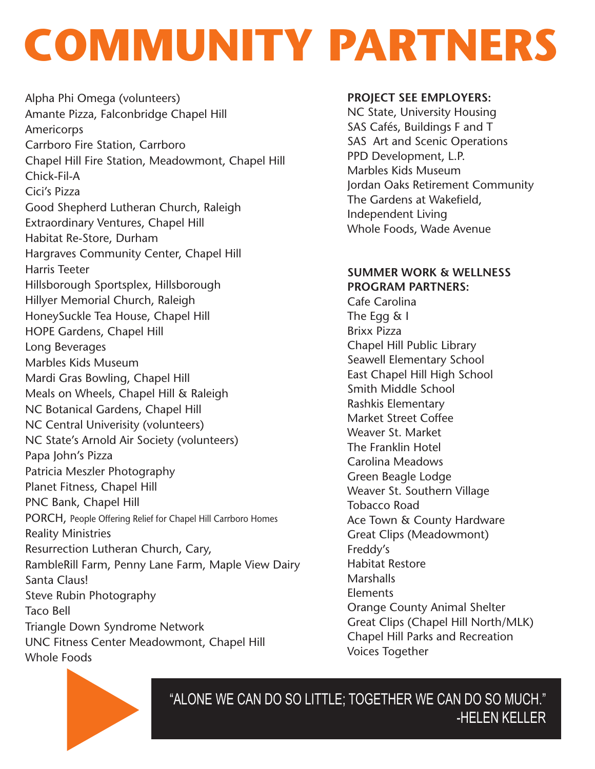# COMMUNITY PARTNERS

Alpha Phi Omega (volunteers)
Amante Pizza, Falconbridge Chapel Hill
Americorps
Carrboro Fire Station, Carrboro
Chapel Hill Fire Station, Meadowmont, Chapel Hill
Chick-Fil-A
Cici's Pizza
Good Shepherd Lutheran Church, Raleigh
Extraordinary Ventures, Chapel Hill
Habitat Re-Store, Durham
Hargraves Community Center, Chapel Hill
Harris Teeter
Hillsborough Sportsplex, Hillsborough
Hillyer Memorial Church, Raleigh
HoneySuckle Tea House, Chapel Hill
HOPE Gardens, Chapel Hill
Long Beverages
Marbles Kids Museum
Mardi Gras Bowling, Chapel Hill
Meals on Wheels, Chapel Hill & Raleigh
NC Botanical Gardens, Chapel Hill
NC Central Univerisity (volunteers)
NC State's Arnold Air Society (volunteers)
Papa John's Pizza
Patricia Meszler Photography
Planet Fitness, Chapel Hill
PNC Bank, Chapel Hill
PORCH, People Offering Relief for Chapel Hill Carrboro Homes
Reality Ministries
Resurrection Lutheran Church, Cary,
RambleRill Farm, Penny Lane Farm, Maple View Dairy
Santa Claus!
Steve Rubin Photography
Taco Bell
Triangle Down Syndrome Network
UNC Fitness Center Meadowmont, Chapel Hill
Whole Foods

**PROJECT SEE EMPLOYERS:**

NC State, University Housing
SAS Cafés, Buildings F and T
SAS Art and Scenic Operations
PPD Development, L.P.
Marbles Kids Museum
Jordan Oaks Retirement Community
The Gardens at Wakefield, Independent Living
Whole Foods, Wade Avenue

**SUMMER WORK & WELLNESS PROGRAM PARTNERS:**

Cafe Carolina
The Egg & I
Brixx Pizza
Chapel Hill Public Library
Seawell Elementary School
East Chapel Hill High School
Smith Middle School
Rashkis Elementary
Market Street Coffee
Weaver St. Market
The Franklin Hotel
Carolina Meadows
Green Beagle Lodge
Weaver St. Southern Village
Tobacco Road
Ace Town & County Hardware
Great Clips (Meadowmont)
Freddy's
Habitat Restore
Marshalls
Elements
Orange County Animal Shelter
Great Clips (Chapel Hill North/MLK)
Chapel Hill Parks and Recreation
Voices Together

"ALONE WE CAN DO SO LITTLE; TOGETHER WE CAN DO SO MUCH."
-HELEN KELLER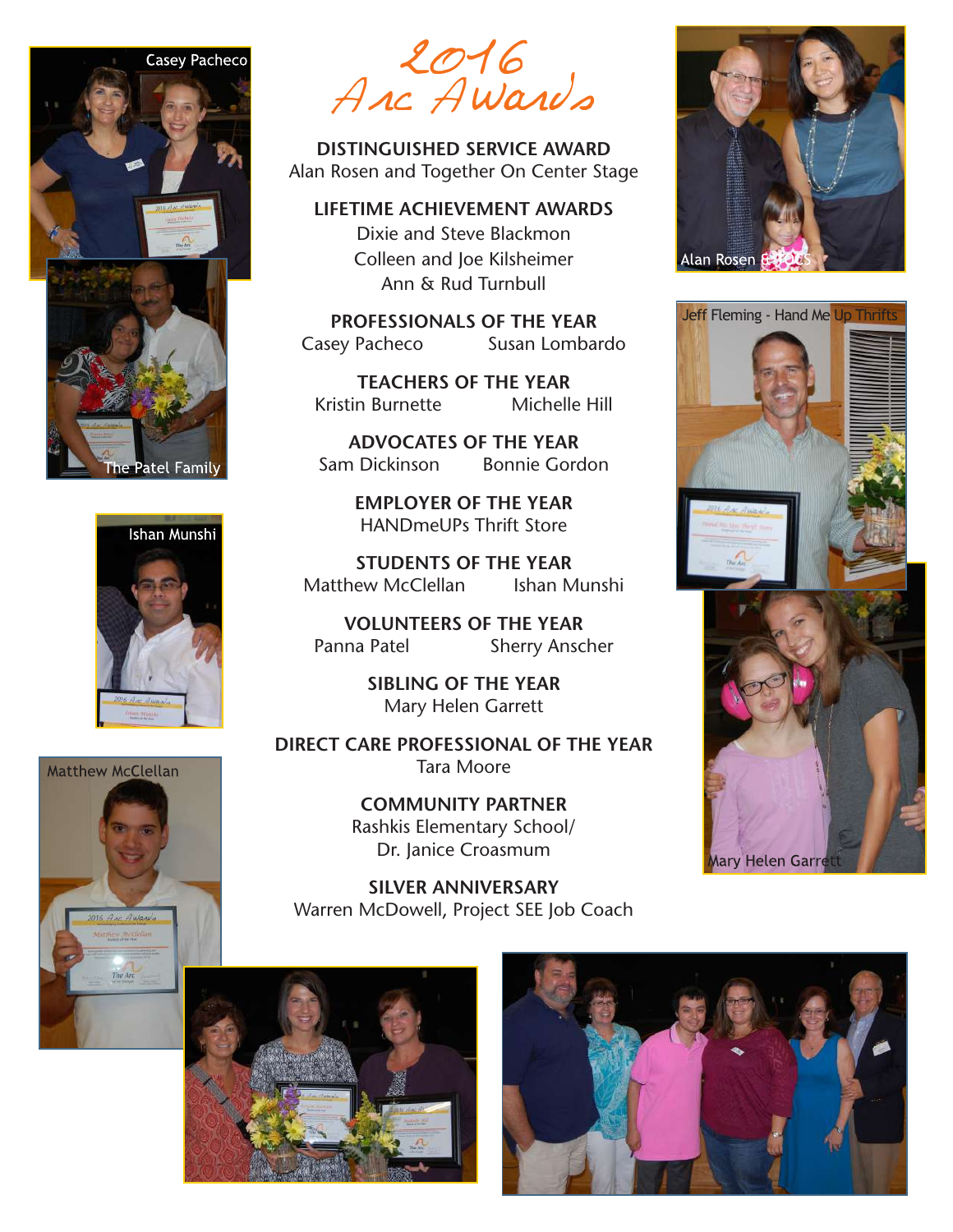# 2016 Arc Awards

**DISTINGUISHED SERVICE AWARD**
Alan Rosen and Together On Center Stage

**LIFETIME ACHIEVEMENT AWARDS**
Dixie and Steve Blackmon
Colleen and Joe Kilsheimer
Ann & Rud Turnbull

**PROFESSIONALS OF THE YEAR**
Casey Pacheco Susan Lombardo

**TEACHERS OF THE YEAR**
Kristin Burnette Michelle Hill

**ADVOCATES OF THE YEAR**
Sam Dickinson Bonnie Gordon

**EMPLOYER OF THE YEAR**
HANDmeUPs Thrift Store

**STUDENTS OF THE YEAR**
Matthew McClellan Ishan Munshi

**VOLUNTEERS OF THE YEAR**
Panna Patel Sherry Anscher

**SIBLING OF THE YEAR**
Mary Helen Garrett

**DIRECT CARE PROFESSIONAL OF THE YEAR**
Tara Moore

**COMMUNITY PARTNER**
Rashkis Elementary School/
Dr. Janice Croasmum

**SILVER ANNIVERSARY**
Warren McDowell, Project SEE Job Coach

Casey Pacheco

The Patel Family

Ishan Munshi

Matthew McClellan

Alan Rosen & TOCS

Jeff Fleming - Hand Me Up Thrifts

Mary Helen Garrett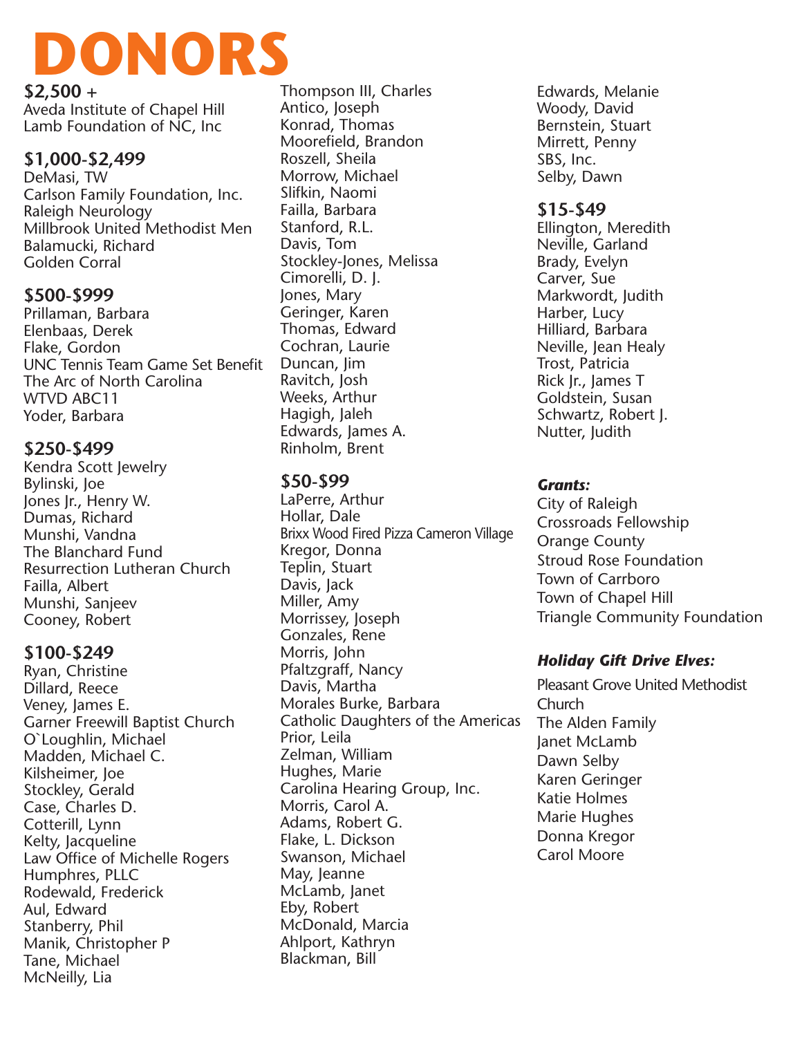# DONORS

## $2,500 +

Aveda Institute of Chapel Hill
Lamb Foundation of NC, Inc

## $1,000-$2,499

DeMasi, TW
Carlson Family Foundation, Inc.
Raleigh Neurology
Millbrook United Methodist Men
Balamucki, Richard
Golden Corral

## $500-$999

Prillaman, Barbara
Elenbaas, Derek
Flake, Gordon
UNC Tennis Team Game Set Benefit
The Arc of North Carolina
WTVD ABC11
Yoder, Barbara

## $250-$499

Kendra Scott Jewelry
Bylinski, Joe
Jones Jr., Henry W.
Dumas, Richard
Munshi, Vandna
The Blanchard Fund
Resurrection Lutheran Church
Failla, Albert
Munshi, Sanjeev
Cooney, Robert

## $100-$249

Ryan, Christine
Dillard, Reece
Veney, James E.
Garner Freewill Baptist Church
O`Loughlin, Michael
Madden, Michael C.
Kilsheimer, Joe
Stockley, Gerald
Case, Charles D.
Cotterill, Lynn
Kelty, Jacqueline
Law Office of Michelle Rogers
Humphres, PLLC
Rodewald, Frederick
Aul, Edward
Stanberry, Phil
Manik, Christopher P
Tane, Michael
McNeilly, Lia
Thompson III, Charles
Antico, Joseph
Konrad, Thomas
Moorefield, Brandon
Roszell, Sheila
Morrow, Michael
Slifkin, Naomi
Failla, Barbara
Stanford, R.L.
Davis, Tom
Stockley-Jones, Melissa
Cimorelli, D. J.
Jones, Mary
Geringer, Karen
Thomas, Edward
Cochran, Laurie
Duncan, Jim
Ravitch, Josh
Weeks, Arthur
Hagigh, Jaleh
Edwards, James A.
Rinholm, Brent

## $50-$99

LaPerre, Arthur
Hollar, Dale
Brixx Wood Fired Pizza Cameron Village
Kregor, Donna
Teplin, Stuart
Davis, Jack
Miller, Amy
Morrissey, Joseph
Gonzales, Rene
Morris, John
Pfaltzgraff, Nancy
Davis, Martha
Morales Burke, Barbara
Catholic Daughters of the Americas
Prior, Leila
Zelman, William
Hughes, Marie
Carolina Hearing Group, Inc.
Morris, Carol A.
Adams, Robert G.
Flake, L. Dickson
Swanson, Michael
May, Jeanne
McLamb, Janet
Eby, Robert
McDonald, Marcia
Ahlport, Kathryn
Blackman, Bill
Edwards, Melanie
Woody, David
Bernstein, Stuart
Mirrett, Penny
SBS, Inc.
Selby, Dawn

## $15-$49

Ellington, Meredith
Neville, Garland
Brady, Evelyn
Carver, Sue
Markwordt, Judith
Harber, Lucy
Hilliard, Barbara
Neville, Jean Healy
Trost, Patricia
Rick Jr., James T
Goldstein, Susan
Schwartz, Robert J.
Nutter, Judith

### *Grants:*

City of Raleigh
Crossroads Fellowship
Orange County
Stroud Rose Foundation
Town of Carrboro
Town of Chapel Hill
Triangle Community Foundation

### *Holiday Gift Drive Elves:*

Pleasant Grove United Methodist Church
The Alden Family
Janet McLamb
Dawn Selby
Karen Geringer
Katie Holmes
Marie Hughes
Donna Kregor
Carol Moore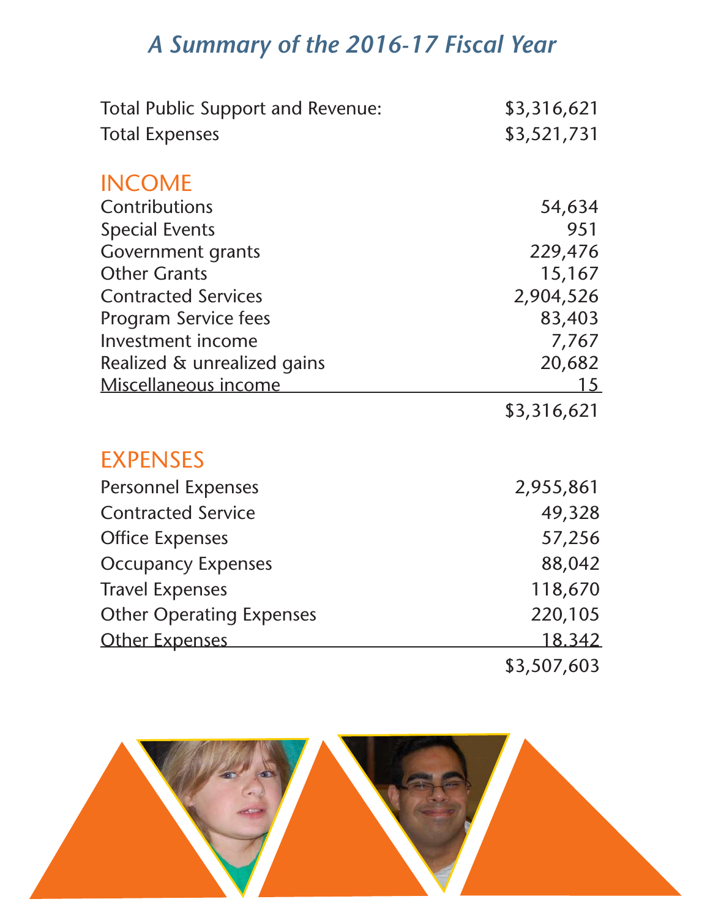# A Summary of the 2016-17 Fiscal Year

| | |
|---|---|
| Total Public Support and Revenue: | $3,316,621 |
| Total Expenses | $3,521,731 |

## INCOME

| | |
|---|---|
| Contributions | 54,634 |
| Special Events | 951 |
| Government grants | 229,476 |
| Other Grants | 15,167 |
| Contracted Services | 2,904,526 |
| Program Service fees | 83,403 |
| Investment income | 7,767 |
| Realized & unrealized gains | 20,682 |
| Miscellaneous income | 15 |
| | $3,316,621 |

## EXPENSES

| | |
|---|---|
| Personnel Expenses | 2,955,861 |
| Contracted Service | 49,328 |
| Office Expenses | 57,256 |
| Occupancy Expenses | 88,042 |
| Travel Expenses | 118,670 |
| Other Operating Expenses | 220,105 |
| Other Expenses | 18,342 |
| | $3,507,603 |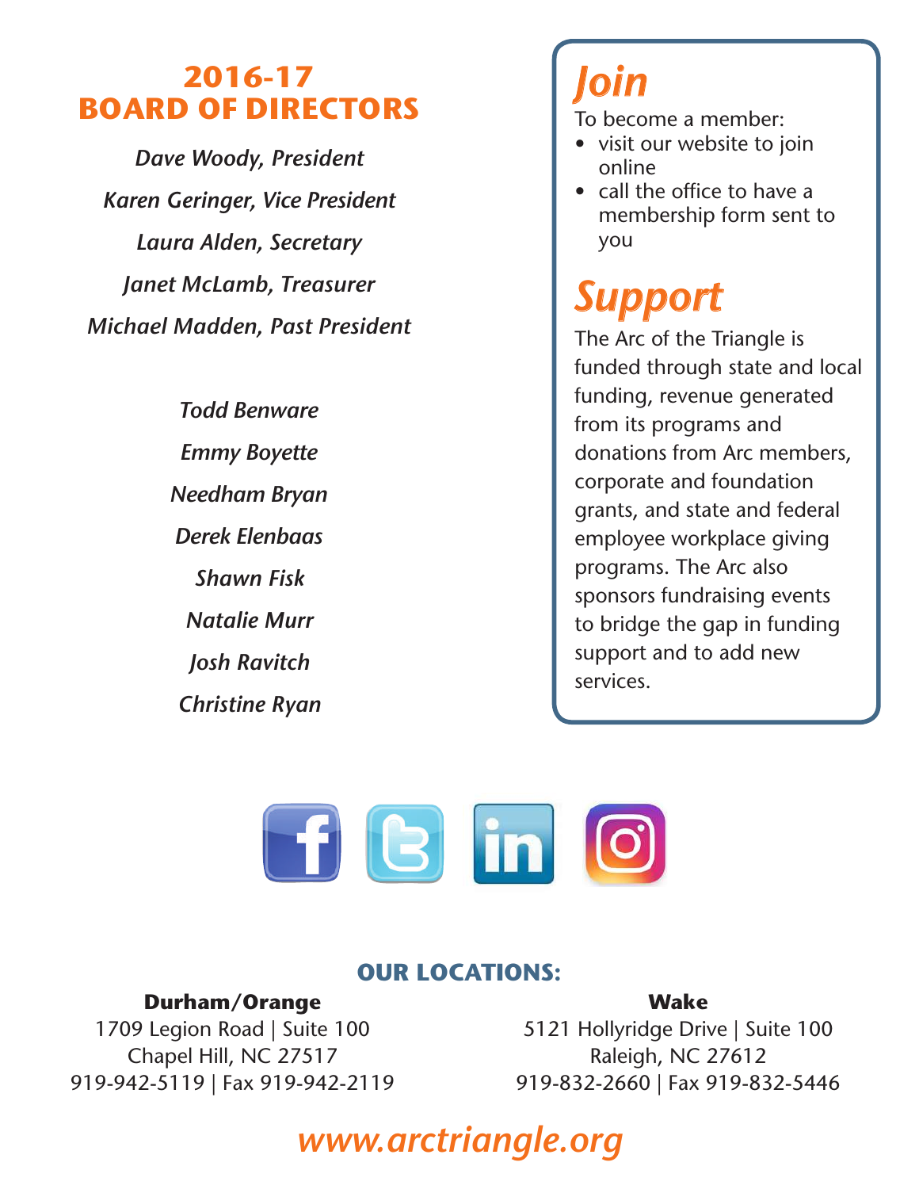## 2016-17 BOARD OF DIRECTORS

*Dave Woody, President*

*Karen Geringer, Vice President*

*Laura Alden, Secretary*

*Janet McLamb, Treasurer*

*Michael Madden, Past President*

*Todd Benware*

*Emmy Boyette*

*Needham Bryan*

*Derek Elenbaas*

*Shawn Fisk*

*Natalie Murr*

*Josh Ravitch*

*Christine Ryan*

## *Join*

To become a member:

- visit our website to join online
- call the office to have a membership form sent to you

## *Support*

The Arc of the Triangle is funded through state and local funding, revenue generated from its programs and donations from Arc members, corporate and foundation grants, and state and federal employee workplace giving programs. The Arc also sponsors fundraising events to bridge the gap in funding support and to add new services.

## OUR LOCATIONS:

**Durham/Orange**
1709 Legion Road | Suite 100
Chapel Hill, NC 27517
919-942-5119 | Fax 919-942-2119

**Wake**
5121 Hollyridge Drive | Suite 100
Raleigh, NC 27612
919-832-2660 | Fax 919-832-5446

*www.arctriangle.org*